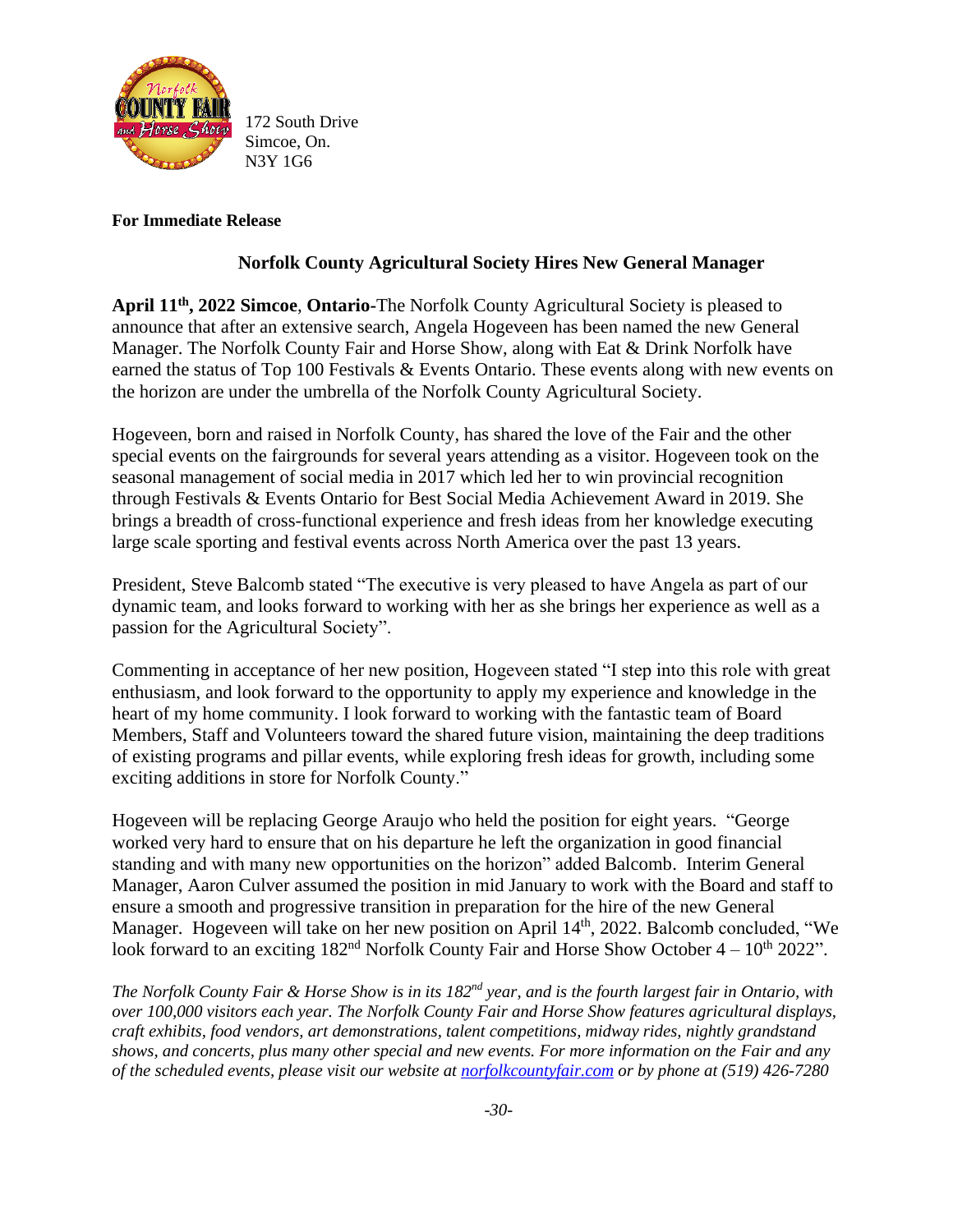172 South Drive
Simcoe, On.
N3Y 1G6

**For Immediate Release**

## Norfolk County Agricultural Society Hires New General Manager

**April 11th, 2022 Simcoe**, **Ontario-**The Norfolk County Agricultural Society is pleased to announce that after an extensive search, Angela Hogeveen has been named the new General Manager. The Norfolk County Fair and Horse Show, along with Eat & Drink Norfolk have earned the status of Top 100 Festivals & Events Ontario. These events along with new events on the horizon are under the umbrella of the Norfolk County Agricultural Society.

Hogeveen, born and raised in Norfolk County, has shared the love of the Fair and the other special events on the fairgrounds for several years attending as a visitor. Hogeveen took on the seasonal management of social media in 2017 which led her to win provincial recognition through Festivals & Events Ontario for Best Social Media Achievement Award in 2019. She brings a breadth of cross-functional experience and fresh ideas from her knowledge executing large scale sporting and festival events across North America over the past 13 years.

President, Steve Balcomb stated "The executive is very pleased to have Angela as part of our dynamic team, and looks forward to working with her as she brings her experience as well as a passion for the Agricultural Society".

Commenting in acceptance of her new position, Hogeveen stated "I step into this role with great enthusiasm, and look forward to the opportunity to apply my experience and knowledge in the heart of my home community. I look forward to working with the fantastic team of Board Members, Staff and Volunteers toward the shared future vision, maintaining the deep traditions of existing programs and pillar events, while exploring fresh ideas for growth, including some exciting additions in store for Norfolk County."

Hogeveen will be replacing George Araujo who held the position for eight years. "George worked very hard to ensure that on his departure he left the organization in good financial standing and with many new opportunities on the horizon" added Balcomb. Interim General Manager, Aaron Culver assumed the position in mid January to work with the Board and staff to ensure a smooth and progressive transition in preparation for the hire of the new General Manager. Hogeveen will take on her new position on April 14th, 2022. Balcomb concluded, "We look forward to an exciting 182nd Norfolk County Fair and Horse Show October 4 – 10th 2022".

*The Norfolk County Fair & Horse Show is in its 182nd year, and is the fourth largest fair in Ontario, with over 100,000 visitors each year. The Norfolk County Fair and Horse Show features agricultural displays, craft exhibits, food vendors, art demonstrations, talent competitions, midway rides, nightly grandstand shows, and concerts, plus many other special and new events. For more information on the Fair and any of the scheduled events, please visit our website at [norfolkcountyfair.com](norfolkcountyfair.com) or by phone at (519) 426-7280*

-30-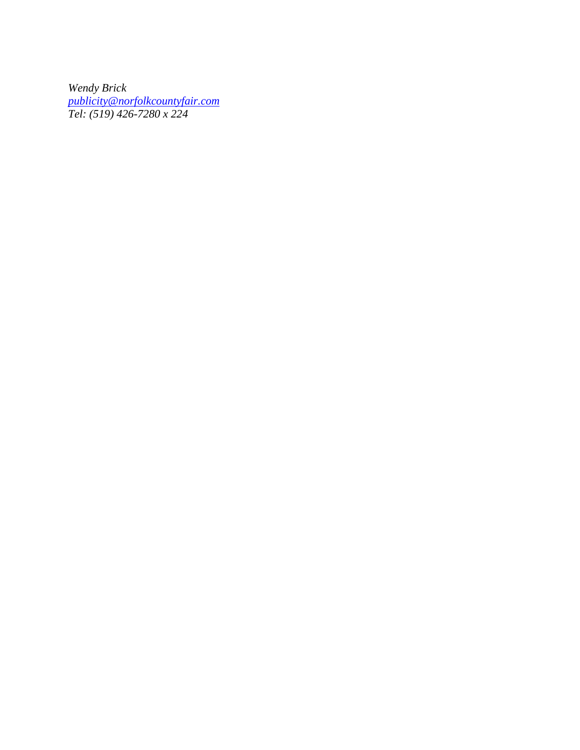*Wendy Brick*  
*[publicity@norfolkcountyfair.com](mailto:publicity@norfolkcountyfair.com)*  
*Tel: (519) 426-7280 x 224*